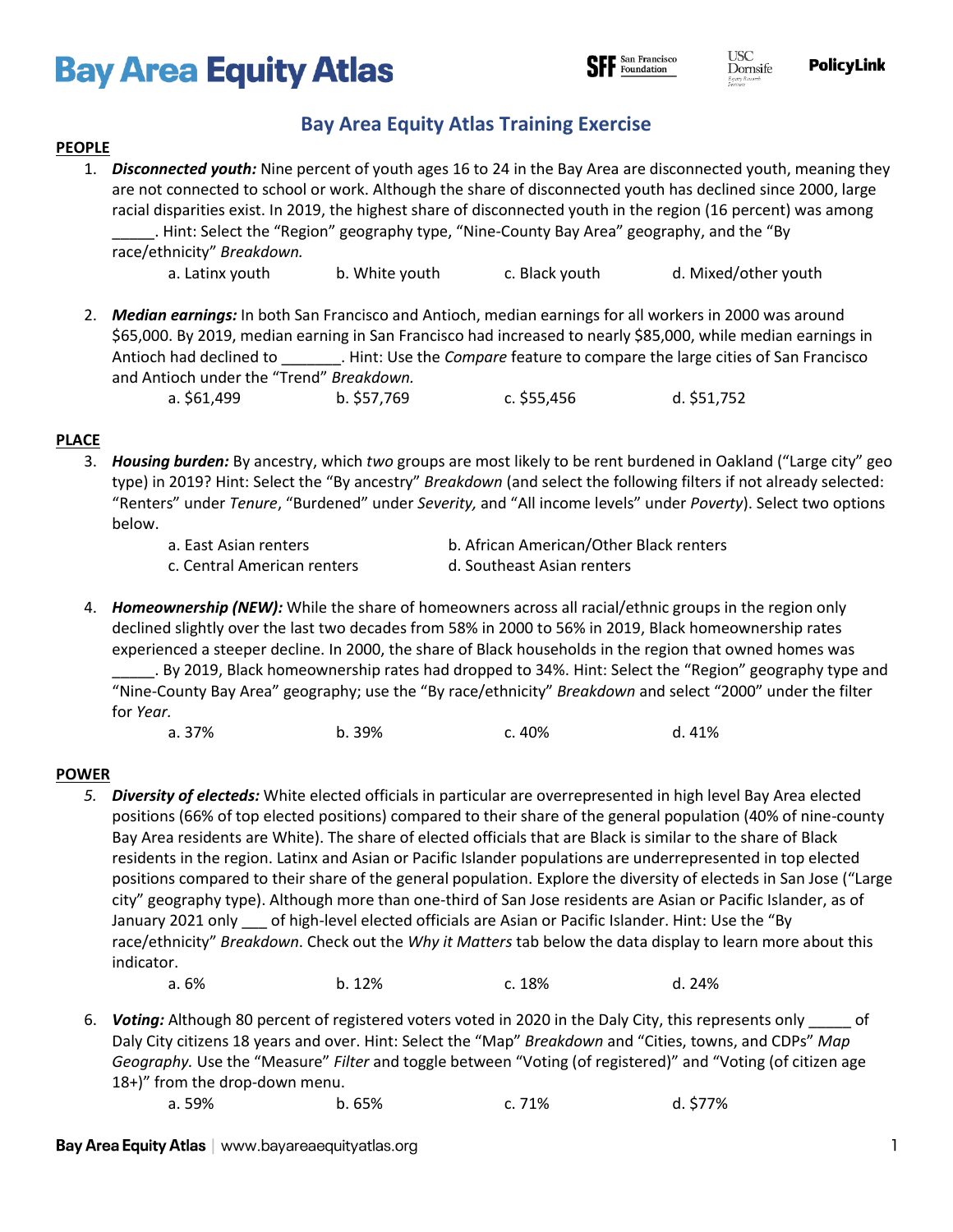# Bay Area Equity Atlas

## Bay Area Equity Atlas Training Exercise

**PEOPLE**

1. ***Disconnected youth:*** Nine percent of youth ages 16 to 24 in the Bay Area are disconnected youth, meaning they are not connected to school or work. Although the share of disconnected youth has declined since 2000, large racial disparities exist. In 2019, the highest share of disconnected youth in the region (16 percent) was among _____. Hint: Select the "Region" geography type, "Nine-County Bay Area" geography, and the "By race/ethnicity" *Breakdown.*

   a. Latinx youth  b. White youth  c. Black youth  d. Mixed/other youth

2. ***Median earnings:*** In both San Francisco and Antioch, median earnings for all workers in 2000 was around $65,000. By 2019, median earning in San Francisco had increased to nearly $85,000, while median earnings in Antioch had declined to _______. Hint: Use the *Compare* feature to compare the large cities of San Francisco and Antioch under the "Trend" *Breakdown.*

   a. $61,499  b. $57,769  c. $55,456  d. $51,752

**PLACE**

3. ***Housing burden:*** By ancestry, which *two* groups are most likely to be rent burdened in Oakland ("Large city" geo type) in 2019? Hint: Select the "By ancestry" *Breakdown* (and select the following filters if not already selected: "Renters" under *Tenure*, "Burdened" under *Severity,* and "All income levels" under *Poverty*). Select two options below.

   a. East Asian renters  b. African American/Other Black renters
   c. Central American renters  d. Southeast Asian renters

4. ***Homeownership (NEW):*** While the share of homeowners across all racial/ethnic groups in the region only declined slightly over the last two decades from 58% in 2000 to 56% in 2019, Black homeownership rates experienced a steeper decline. In 2000, the share of Black households in the region that owned homes was _____. By 2019, Black homeownership rates had dropped to 34%. Hint: Select the "Region" geography type and "Nine-County Bay Area" geography; use the "By race/ethnicity" *Breakdown* and select "2000" under the filter for *Year.*

   a. 37%  b. 39%  c. 40%  d. 41%

**POWER**

5. ***Diversity of electeds:*** White elected officials in particular are overrepresented in high level Bay Area elected positions (66% of top elected positions) compared to their share of the general population (40% of nine-county Bay Area residents are White). The share of elected officials that are Black is similar to the share of Black residents in the region. Latinx and Asian or Pacific Islander populations are underrepresented in top elected positions compared to their share of the general population. Explore the diversity of electeds in San Jose ("Large city" geography type). Although more than one-third of San Jose residents are Asian or Pacific Islander, as of January 2021 only ___ of high-level elected officials are Asian or Pacific Islander. Hint: Use the "By race/ethnicity" *Breakdown*. Check out the *Why it Matters* tab below the data display to learn more about this indicator.

   a. 6%  b. 12%  c. 18%  d. 24%

6. ***Voting:*** Although 80 percent of registered voters voted in 2020 in the Daly City, this represents only _____ of Daly City citizens 18 years and over. Hint: Select the "Map" *Breakdown* and "Cities, towns, and CDPs" *Map Geography.* Use the "Measure" *Filter* and toggle between "Voting (of registered)" and "Voting (of citizen age 18+)" from the drop-down menu.

   a. 59%  b. 65%  c. 71%  d. $77%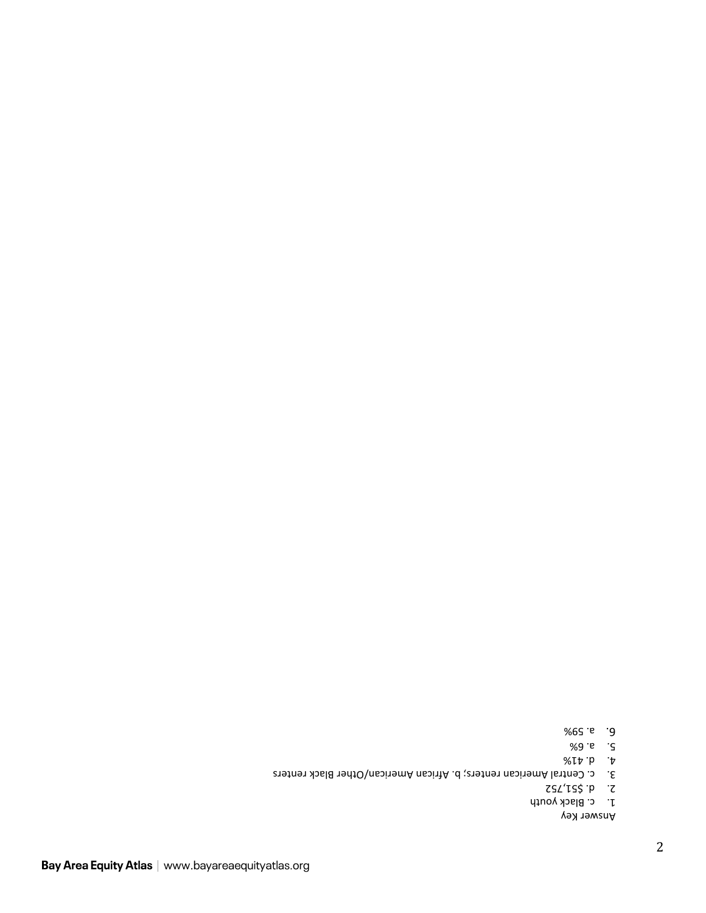Answer Key

1. c. Black youth
2. d. $51,752
3. c. Central American renters; b. African American/Other Black renters
4. d. 41%
5. a. 6%
6. a. 59%

**Bay Area Equity Atlas** | www.bayareaequityatlas.org